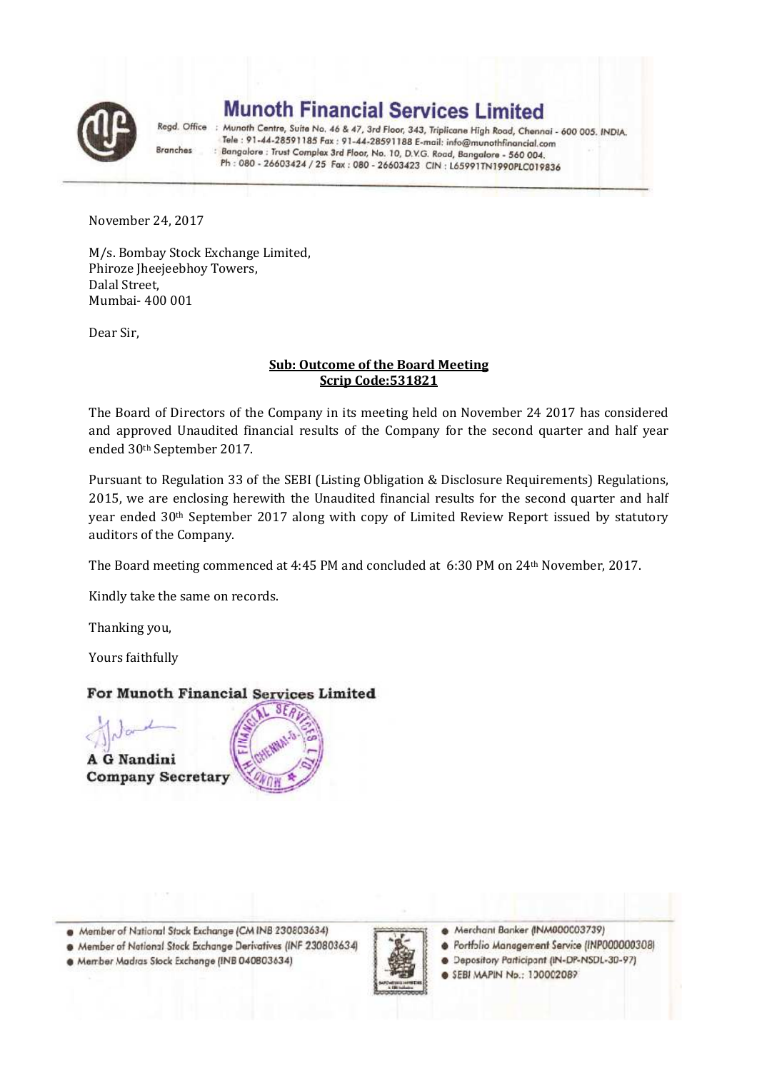# Munoth Financial Services Limited

Regd. Office : Munoth Centre, Suite No. 46 & 47, 3rd Floor, 343, Triplicane High Road, Chennai - 600 005. INDIA.
Tele : 91-44-28591185 Fax : 91-44-28591188 E-mail: info@munothfinancial.com
Branches : Bangalore : Trust Complex 3rd Floor, No. 10, D.V.G. Road, Bangalore - 560 004.
Ph : 080 - 26603424 / 25 Fax : 080 - 26603423 CIN : L65991TN1990PLC019836

November 24, 2017

M/s. Bombay Stock Exchange Limited,
Phiroze Jheejeebhoy Towers,
Dalal Street,
Mumbai- 400 001

Dear Sir,

**Sub: Outcome of the Board Meeting**
**Scrip Code:531821**

The Board of Directors of the Company in its meeting held on November 24 2017 has considered and approved Unaudited financial results of the Company for the second quarter and half year ended 30th September 2017.

Pursuant to Regulation 33 of the SEBI (Listing Obligation & Disclosure Requirements) Regulations, 2015, we are enclosing herewith the Unaudited financial results for the second quarter and half year ended 30th September 2017 along with copy of Limited Review Report issued by statutory auditors of the Company.

The Board meeting commenced at 4:45 PM and concluded at 6:30 PM on 24th November, 2017.

Kindly take the same on records.

Thanking you,

Yours faithfully

**For Munoth Financial Services Limited**

**A G Nandini**
**Company Secretary**

- Member of National Stock Exchange (CM INB 230803634)
- Member of National Stock Exchange Derivatives (INF 230803634)
- Member Madras Stock Exchange (INB 040803634)
- Merchant Banker (INM000003739)
- Portfolio Management Service (INP000000308)
- Depository Participant (IN-DP-NSDL-30-97)
- SEBI MAPIN No.: 100002089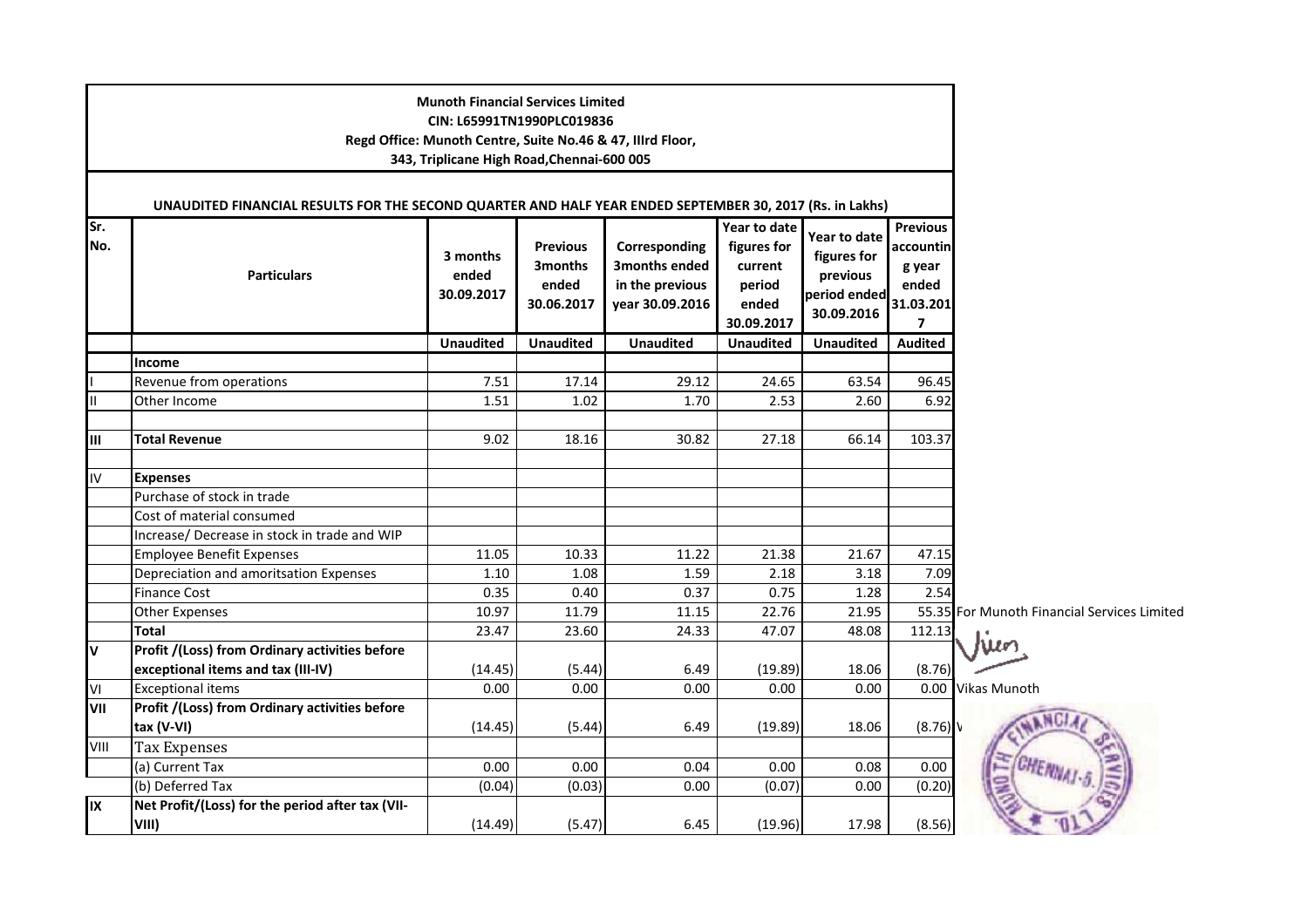**Munoth Financial Services Limited**
**CIN: L65991TN1990PLC019836**
**Regd Office: Munoth Centre, Suite No.46 & 47, IIIrd Floor,**
**343, Triplicane High Road,Chennai-600 005**

**UNAUDITED FINANCIAL RESULTS FOR THE SECOND QUARTER AND HALF YEAR ENDED SEPTEMBER 30, 2017 (Rs. in Lakhs)**

| Sr. No. | Particulars | 3 months ended 30.09.2017 | Previous 3months ended 30.06.2017 | Corresponding 3months ended in the previous year 30.09.2016 | Year to date figures for current period ended 30.09.2017 | Year to date figures for previous period ended 30.09.2016 | Previous accounting year ended 31.03.2017 |
|---|---|---|---|---|---|---|---|
| | | Unaudited | Unaudited | Unaudited | Unaudited | Unaudited | Audited |
| | **Income** | | | | | | |
| I | Revenue from operations | 7.51 | 17.14 | 29.12 | 24.65 | 63.54 | 96.45 |
| II | Other Income | 1.51 | 1.02 | 1.70 | 2.53 | 2.60 | 6.92 |
| III | **Total Revenue** | 9.02 | 18.16 | 30.82 | 27.18 | 66.14 | 103.37 |
| IV | **Expenses** | | | | | | |
| | Purchase of stock in trade | | | | | | |
| | Cost of material consumed | | | | | | |
| | Increase/ Decrease in stock in trade and WIP | | | | | | |
| | Employee Benefit Expenses | 11.05 | 10.33 | 11.22 | 21.38 | 21.67 | 47.15 |
| | Depreciation and amoritsation Expenses | 1.10 | 1.08 | 1.59 | 2.18 | 3.18 | 7.09 |
| | Finance Cost | 0.35 | 0.40 | 0.37 | 0.75 | 1.28 | 2.54 |
| | Other Expenses | 10.97 | 11.79 | 11.15 | 22.76 | 21.95 | 55.35 |
| | **Total** | 23.47 | 23.60 | 24.33 | 47.07 | 48.08 | 112.13 |
| V | **Profit /(Loss) from Ordinary activities before exceptional items and tax (III-IV)** | (14.45) | (5.44) | 6.49 | (19.89) | 18.06 | (8.76) |
| VI | Exceptional items | 0.00 | 0.00 | 0.00 | 0.00 | 0.00 | 0.00 |
| VII | **Profit /(Loss) from Ordinary activities before tax (V-VI)** | (14.45) | (5.44) | 6.49 | (19.89) | 18.06 | (8.76) |
| VIII | Tax Expenses | | | | | | |
| | (a) Current Tax | 0.00 | 0.00 | 0.04 | 0.00 | 0.08 | 0.00 |
| | (b) Deferred Tax | (0.04) | (0.03) | 0.00 | (0.07) | 0.00 | (0.20) |
| IX | **Net Profit/(Loss) for the period after tax (VII-VIII)** | (14.49) | (5.47) | 6.45 | (19.96) | 17.98 | (8.56) |

For Munoth Financial Services Limited

Vikas Munoth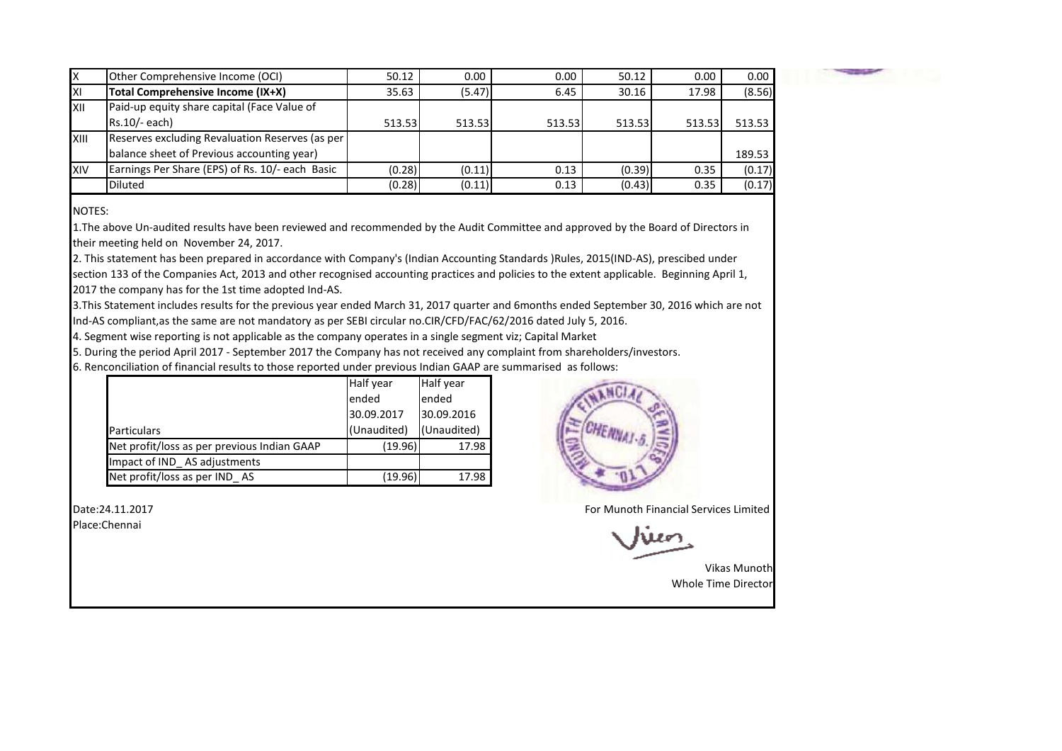| | | | | | | | |
|---|---|---|---|---|---|---|---|
| X | Other Comprehensive Income (OCI) | 50.12 | 0.00 | 0.00 | 50.12 | 0.00 | 0.00 |
| XI | **Total Comprehensive Income (IX+X)** | 35.63 | (5.47) | 6.45 | 30.16 | 17.98 | (8.56) |
| XII | Paid-up equity share capital (Face Value of Rs.10/- each) | 513.53 | 513.53 | 513.53 | 513.53 | 513.53 | 513.53 |
| XIII | Reserves excluding Revaluation Reserves (as per balance sheet of Previous accounting year) | | | | | | 189.53 |
| XIV | Earnings Per Share (EPS) of Rs. 10/- each Basic | (0.28) | (0.11) | 0.13 | (0.39) | 0.35 | (0.17) |
| | Diluted | (0.28) | (0.11) | 0.13 | (0.43) | 0.35 | (0.17) |

NOTES:

1.The above Un-audited results have been reviewed and recommended by the Audit Committee and approved by the Board of Directors in their meeting held on November 24, 2017.

2. This statement has been prepared in accordance with Company's (Indian Accounting Standards )Rules, 2015(IND-AS), prescibed under section 133 of the Companies Act, 2013 and other recognised accounting practices and policies to the extent applicable. Beginning April 1, 2017 the company has for the 1st time adopted Ind-AS.

3.This Statement includes results for the previous year ended March 31, 2017 quarter and 6months ended September 30, 2016 which are not Ind-AS compliant,as the same are not mandatory as per SEBI circular no.CIR/CFD/FAC/62/2016 dated July 5, 2016.

4. Segment wise reporting is not applicable as the company operates in a single segment viz; Capital Market

5. During the period April 2017 - September 2017 the Company has not received any complaint from shareholders/investors.

6. Renconciliation of financial results to those reported under previous Indian GAAP are summarised as follows:

| Particulars | Half year ended 30.09.2017 (Unaudited) | Half year ended 30.09.2016 (Unaudited) |
|---|---|---|
| Net profit/loss as per previous Indian GAAP | (19.96) | 17.98 |
| Impact of IND_AS adjustments | | |
| Net profit/loss as per IND_AS | (19.96) | 17.98 |

Date:24.11.2017

Place:Chennai

For Munoth Financial Services Limited

Vikas Munoth

Whole Time Director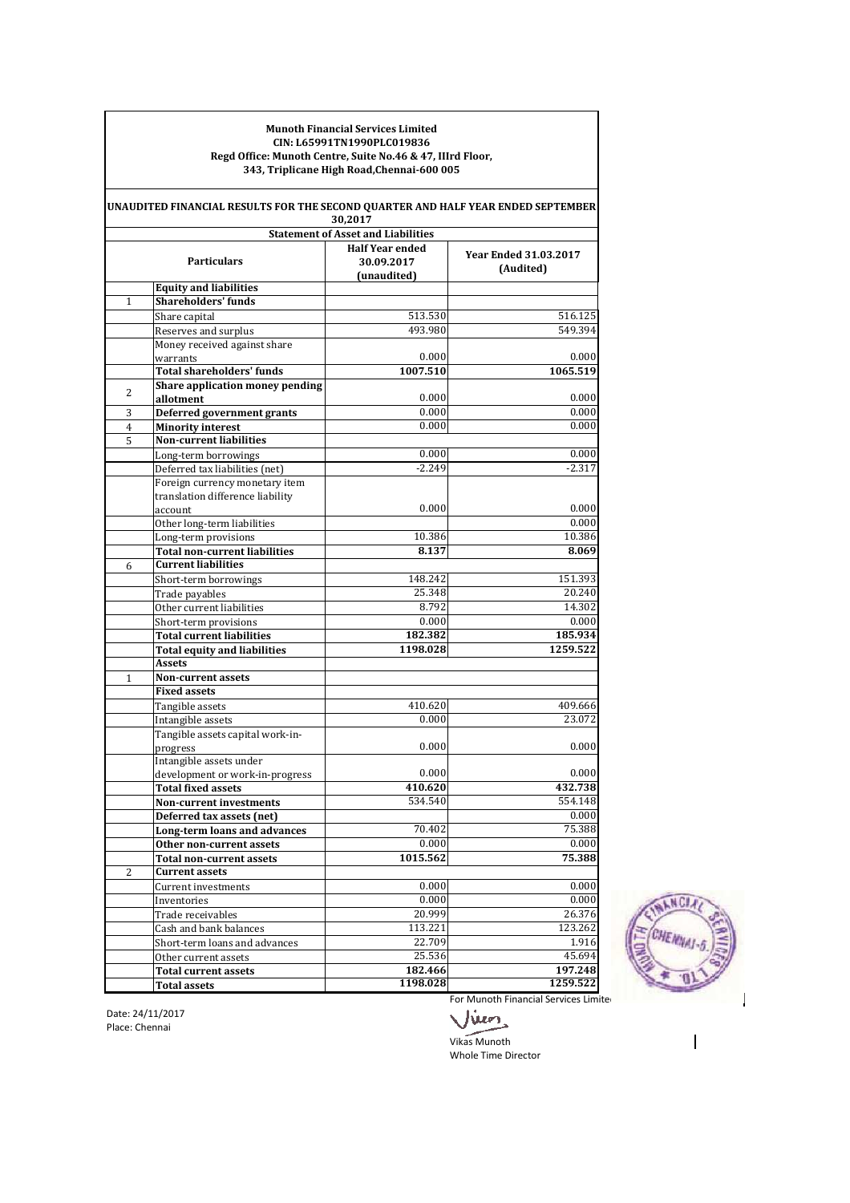**Munoth Financial Services Limited**
**CIN: L65991TN1990PLC019836**
**Regd Office: Munoth Centre, Suite No.46 & 47, IIIrd Floor,**
**343, Triplicane High Road,Chennai-600 005**

**UNAUDITED FINANCIAL RESULTS FOR THE SECOND QUARTER AND HALF YEAR ENDED SEPTEMBER 30,2017**

**Statement of Asset and Liabilities**

| | Particulars | Half Year ended 30.09.2017 (unaudited) | Year Ended 31.03.2017 (Audited) |
|---|---|---|---|
| | **Equity and liabilities** | | |
| 1 | **Shareholders' funds** | | |
| | Share capital | 513.530 | 516.125 |
| | Reserves and surplus | 493.980 | 549.394 |
| | Money received against share warrants | 0.000 | 0.000 |
| | **Total shareholders' funds** | **1007.510** | **1065.519** |
| 2 | **Share application money pending allotment** | 0.000 | 0.000 |
| 3 | **Deferred government grants** | 0.000 | 0.000 |
| 4 | **Minority interest** | 0.000 | 0.000 |
| 5 | **Non-current liabilities** | | |
| | Long-term borrowings | 0.000 | 0.000 |
| | Deferred tax liabilities (net) | -2.249 | -2.317 |
| | Foreign currency monetary item translation difference liability account | 0.000 | 0.000 |
| | Other long-term liabilities | | 0.000 |
| | Long-term provisions | 10.386 | 10.386 |
| | **Total non-current liabilities** | **8.137** | **8.069** |
| 6 | **Current liabilities** | | |
| | Short-term borrowings | 148.242 | 151.393 |
| | Trade payables | 25.348 | 20.240 |
| | Other current liabilities | 8.792 | 14.302 |
| | Short-term provisions | 0.000 | 0.000 |
| | **Total current liabilities** | **182.382** | **185.934** |
| | **Total equity and liabilities** | **1198.028** | **1259.522** |
| | **Assets** | | |
| 1 | **Non-current assets** | | |
| | **Fixed assets** | | |
| | Tangible assets | 410.620 | 409.666 |
| | Intangible assets | 0.000 | 23.072 |
| | Tangible assets capital work-in-progress | 0.000 | 0.000 |
| | Intangible assets under development or work-in-progress | 0.000 | 0.000 |
| | **Total fixed assets** | **410.620** | **432.738** |
| | **Non-current investments** | 534.540 | 554.148 |
| | **Deferred tax assets (net)** | | 0.000 |
| | **Long-term loans and advances** | 70.402 | 75.388 |
| | **Other non-current assets** | 0.000 | 0.000 |
| | **Total non-current assets** | **1015.562** | **75.388** |
| 2 | **Current assets** | | |
| | Current investments | 0.000 | 0.000 |
| | Inventories | 0.000 | 0.000 |
| | Trade receivables | 20.999 | 26.376 |
| | Cash and bank balances | 113.221 | 123.262 |
| | Short-term loans and advances | 22.709 | 1.916 |
| | Other current assets | 25.536 | 45.694 |
| | **Total current assets** | **182.466** | **197.248** |
| | **Total assets** | **1198.028** | **1259.522** |

Date: 24/11/2017
Place: Chennai

For Munoth Financial Services Limited

Vikas Munoth
Whole Time Director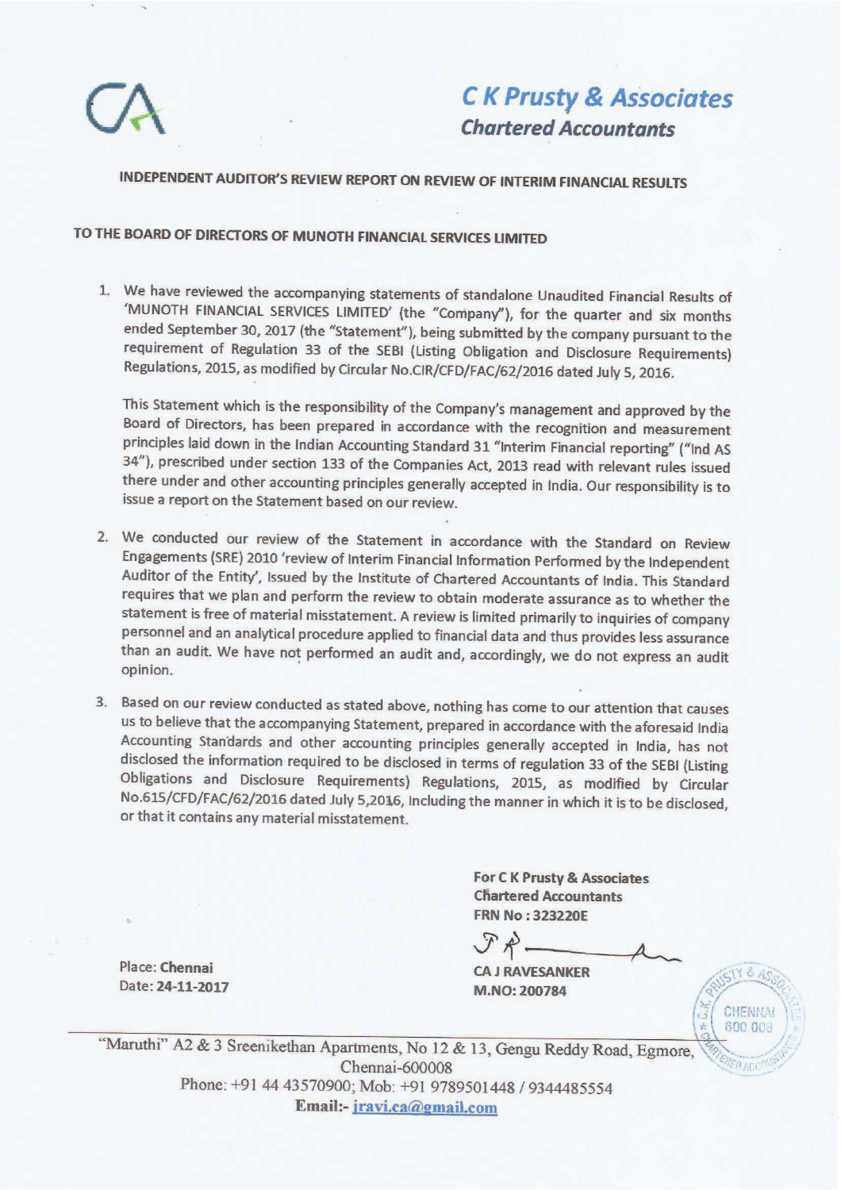# C K Prusty & Associates

**Chartered Accountants**

## INDEPENDENT AUDITOR'S REVIEW REPORT ON REVIEW OF INTERIM FINANCIAL RESULTS

### TO THE BOARD OF DIRECTORS OF MUNOTH FINANCIAL SERVICES LIMITED

1. We have reviewed the accompanying statements of standalone Unaudited Financial Results of 'MUNOTH FINANCIAL SERVICES LIMITED' (the "Company"), for the quarter and six months ended September 30, 2017 (the "Statement"), being submitted by the company pursuant to the requirement of Regulation 33 of the SEBI (Listing Obligation and Disclosure Requirements) Regulations, 2015, as modified by Circular No.CIR/CFD/FAC/62/2016 dated July 5, 2016.

   This Statement which is the responsibility of the Company's management and approved by the Board of Directors, has been prepared in accordance with the recognition and measurement principles laid down in the Indian Accounting Standard 31 "Interim Financial reporting" ("Ind AS 34"), prescribed under section 133 of the Companies Act, 2013 read with relevant rules issued there under and other accounting principles generally accepted in India. Our responsibility is to issue a report on the Statement based on our review.

2. We conducted our review of the Statement in accordance with the Standard on Review Engagements (SRE) 2010 'review of Interim Financial Information Performed by the Independent Auditor of the Entity', Issued by the Institute of Chartered Accountants of India. This Standard requires that we plan and perform the review to obtain moderate assurance as to whether the statement is free of material misstatement. A review is limited primarily to inquiries of company personnel and an analytical procedure applied to financial data and thus provides less assurance than an audit. We have not performed an audit and, accordingly, we do not express an audit opinion.

3. Based on our review conducted as stated above, nothing has come to our attention that causes us to believe that the accompanying Statement, prepared in accordance with the aforesaid India Accounting Standards and other accounting principles generally accepted in India, has not disclosed the information required to be disclosed in terms of regulation 33 of the SEBI (Listing Obligations and Disclosure Requirements) Regulations, 2015, as modified by Circular No.615/CFD/FAC/62/2016 dated July 5,2016, including the manner in which it is to be disclosed, or that it contains any material misstatement.

**For C K Prusty & Associates**
**Chartered Accountants**
**FRN No : 323220E**

**CA J RAVESANKER**
**M.NO: 200784**

Place: **Chennai**
Date: **24-11-2017**

"Maruthi" A2 & 3 Sreenikethan Apartments, No 12 & 13, Gengu Reddy Road, Egmore, Chennai-600008
Phone: +91 44 43570900; Mob: +91 9789501448 / 9344485554
**Email:- iravi.ca@gmail.com**